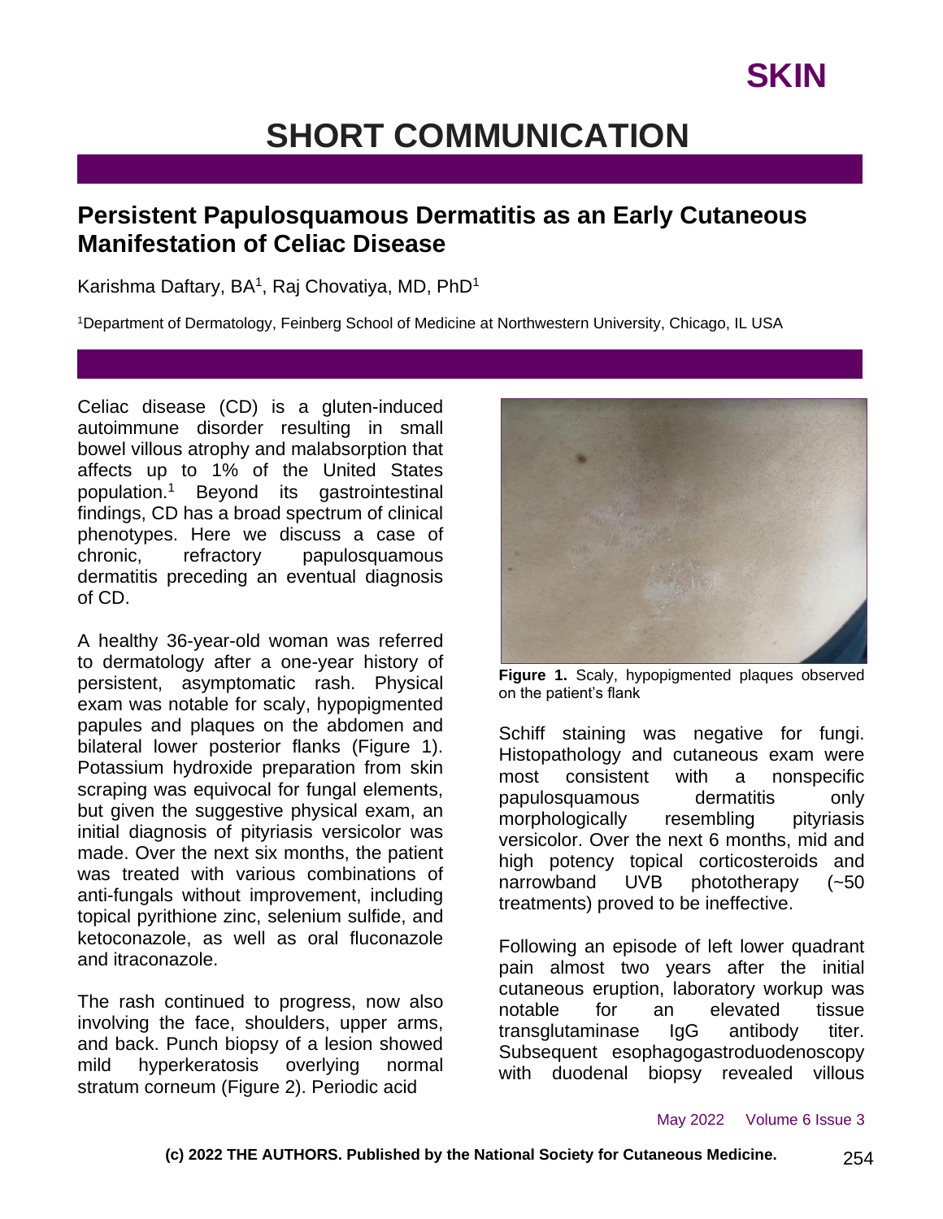# SHORT COMMUNICATION

## Persistent Papulosquamous Dermatitis as an Early Cutaneous Manifestation of Celiac Disease

Karishma Daftary, BA[1], Raj Chovatiya, MD, PhD[1]

[1]Department of Dermatology, Feinberg School of Medicine at Northwestern University, Chicago, IL USA

Celiac disease (CD) is a gluten-induced autoimmune disorder resulting in small bowel villous atrophy and malabsorption that affects up to 1% of the United States population.[1] Beyond its gastrointestinal findings, CD has a broad spectrum of clinical phenotypes. Here we discuss a case of chronic, refractory papulosquamous dermatitis preceding an eventual diagnosis of CD.

A healthy 36-year-old woman was referred to dermatology after a one-year history of persistent, asymptomatic rash. Physical exam was notable for scaly, hypopigmented papules and plaques on the abdomen and bilateral lower posterior flanks (Figure 1). Potassium hydroxide preparation from skin scraping was equivocal for fungal elements, but given the suggestive physical exam, an initial diagnosis of pityriasis versicolor was made. Over the next six months, the patient was treated with various combinations of anti-fungals without improvement, including topical pyrithione zinc, selenium sulfide, and ketoconazole, as well as oral fluconazole and itraconazole.

The rash continued to progress, now also involving the face, shoulders, upper arms, and back. Punch biopsy of a lesion showed mild hyperkeratosis overlying normal stratum corneum (Figure 2). Periodic acid Schiff staining was negative for fungi. Histopathology and cutaneous exam were most consistent with a nonspecific papulosquamous dermatitis only morphologically resembling pityriasis versicolor. Over the next 6 months, mid and high potency topical corticosteroids and narrowband UVB phototherapy (~50 treatments) proved to be ineffective.

**Figure 1.** Scaly, hypopigmented plaques observed on the patient's flank

Following an episode of left lower quadrant pain almost two years after the initial cutaneous eruption, laboratory workup was notable for an elevated tissue transglutaminase IgG antibody titer. Subsequent esophagogastroduodenoscopy with duodenal biopsy revealed villous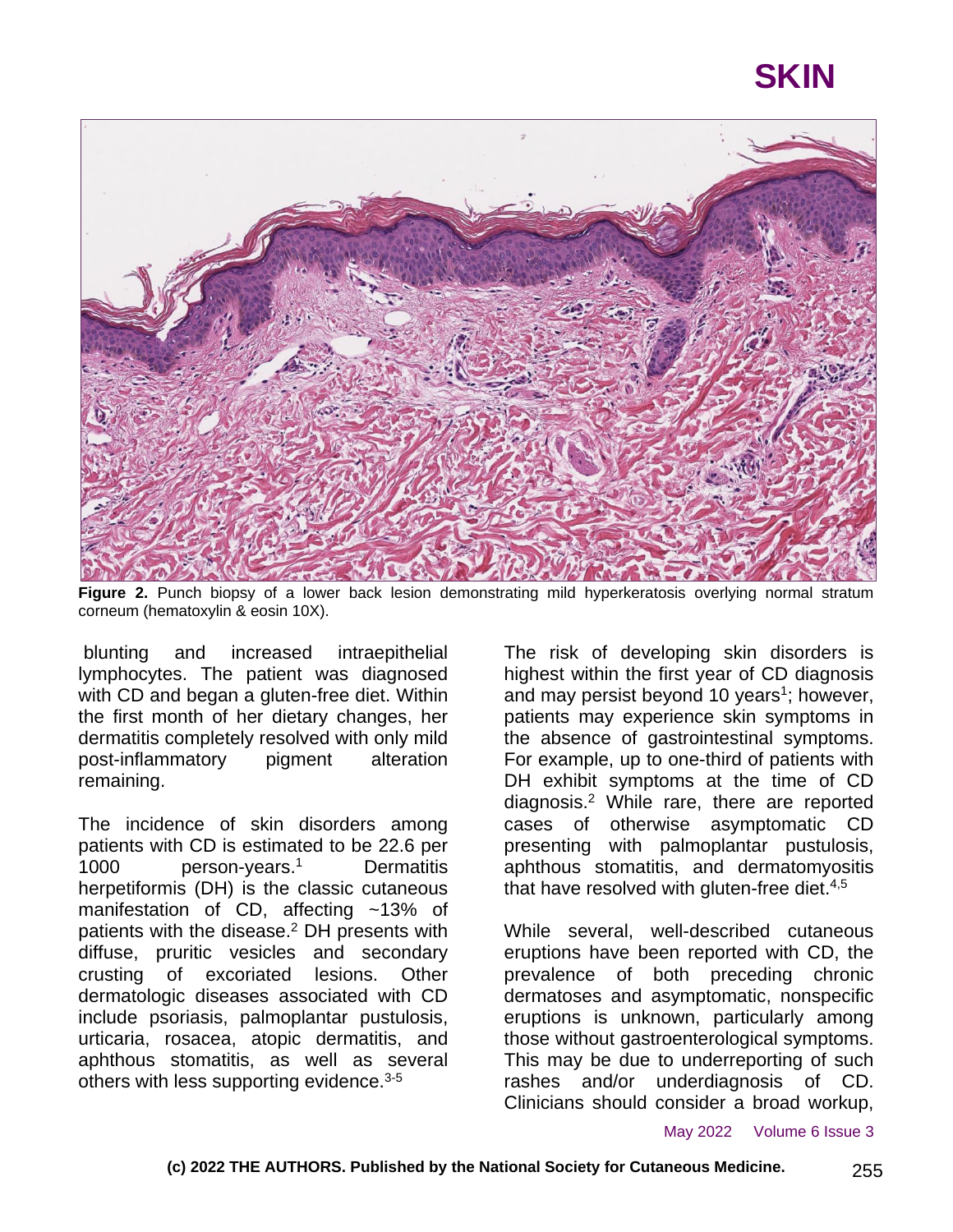Figure 2. Punch biopsy of a lower back lesion demonstrating mild hyperkeratosis overlying normal stratum corneum (hematoxylin & eosin 10X).

blunting and increased intraepithelial lymphocytes. The patient was diagnosed with CD and began a gluten-free diet. Within the first month of her dietary changes, her dermatitis completely resolved with only mild post-inflammatory pigment alteration remaining.

The incidence of skin disorders among patients with CD is estimated to be 22.6 per 1000 person-years.[1] Dermatitis herpetiformis (DH) is the classic cutaneous manifestation of CD, affecting ~13% of patients with the disease.[2] DH presents with diffuse, pruritic vesicles and secondary crusting of excoriated lesions. Other dermatologic diseases associated with CD include psoriasis, palmoplantar pustulosis, urticaria, rosacea, atopic dermatitis, and aphthous stomatitis, as well as several others with less supporting evidence.[3-5]

The risk of developing skin disorders is highest within the first year of CD diagnosis and may persist beyond 10 years[1]; however, patients may experience skin symptoms in the absence of gastrointestinal symptoms. For example, up to one-third of patients with DH exhibit symptoms at the time of CD diagnosis.[2] While rare, there are reported cases of otherwise asymptomatic CD presenting with palmoplantar pustulosis, aphthous stomatitis, and dermatomyositis that have resolved with gluten-free diet.[4,5]

While several, well-described cutaneous eruptions have been reported with CD, the prevalence of both preceding chronic dermatoses and asymptomatic, nonspecific eruptions is unknown, particularly among those without gastroenterological symptoms. This may be due to underreporting of such rashes and/or underdiagnosis of CD. Clinicians should consider a broad workup,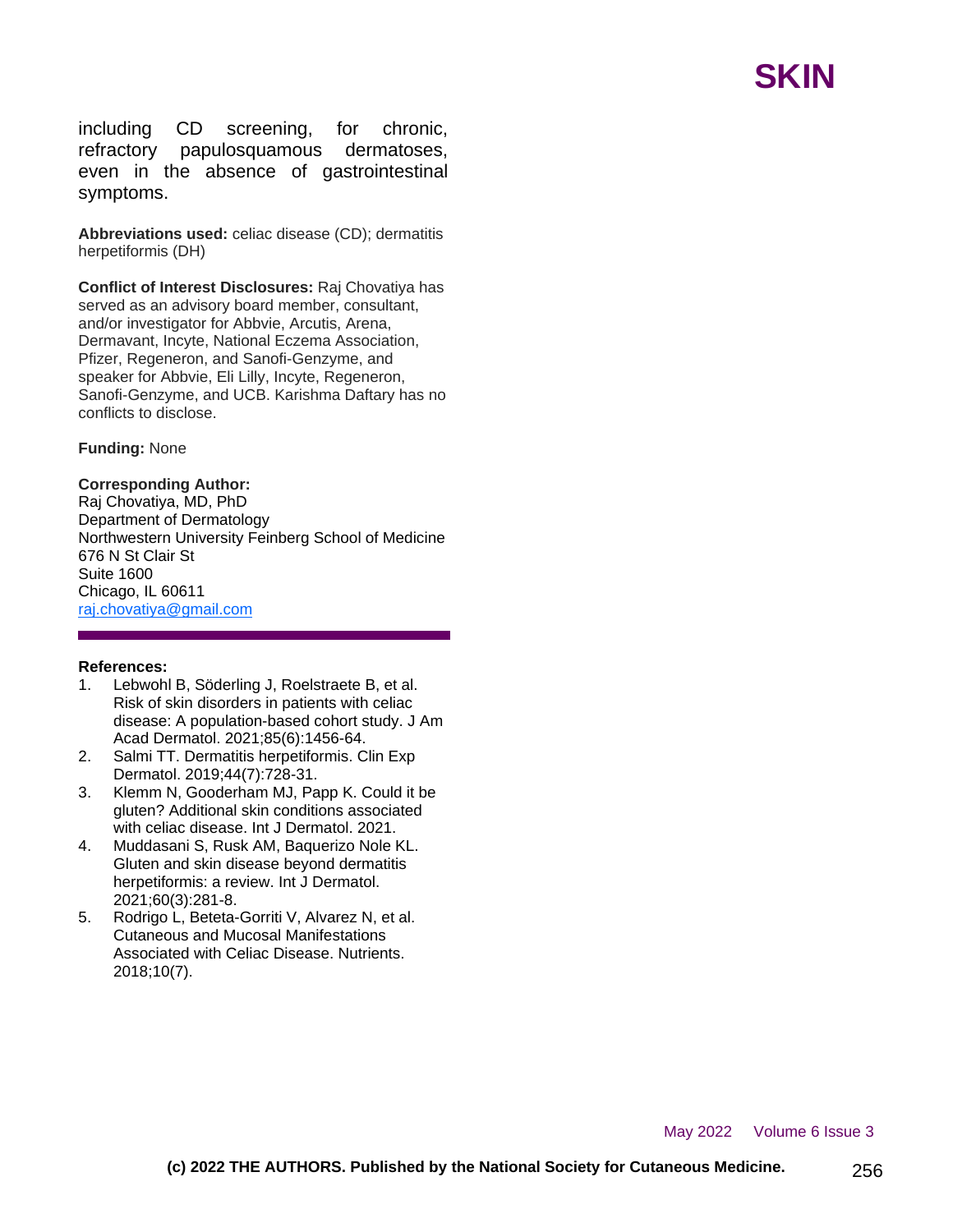including CD screening, for chronic, refractory papulosquamous dermatoses, even in the absence of gastrointestinal symptoms.

**Abbreviations used:** celiac disease (CD); dermatitis herpetiformis (DH)

**Conflict of Interest Disclosures:** Raj Chovatiya has served as an advisory board member, consultant, and/or investigator for Abbvie, Arcutis, Arena, Dermavant, Incyte, National Eczema Association, Pfizer, Regeneron, and Sanofi-Genzyme, and speaker for Abbvie, Eli Lilly, Incyte, Regeneron, Sanofi-Genzyme, and UCB. Karishma Daftary has no conflicts to disclose.

**Funding:** None

**Corresponding Author:**
Raj Chovatiya, MD, PhD
Department of Dermatology
Northwestern University Feinberg School of Medicine
676 N St Clair St
Suite 1600
Chicago, IL 60611
raj.chovatiya@gmail.com

**References:**

1. Lebwohl B, Söderling J, Roelstraete B, et al. Risk of skin disorders in patients with celiac disease: A population-based cohort study. J Am Acad Dermatol. 2021;85(6):1456-64.
2. Salmi TT. Dermatitis herpetiformis. Clin Exp Dermatol. 2019;44(7):728-31.
3. Klemm N, Gooderham MJ, Papp K. Could it be gluten? Additional skin conditions associated with celiac disease. Int J Dermatol. 2021.
4. Muddasani S, Rusk AM, Baquerizo Nole KL. Gluten and skin disease beyond dermatitis herpetiformis: a review. Int J Dermatol. 2021;60(3):281-8.
5. Rodrigo L, Beteta-Gorriti V, Alvarez N, et al. Cutaneous and Mucosal Manifestations Associated with Celiac Disease. Nutrients. 2018;10(7).